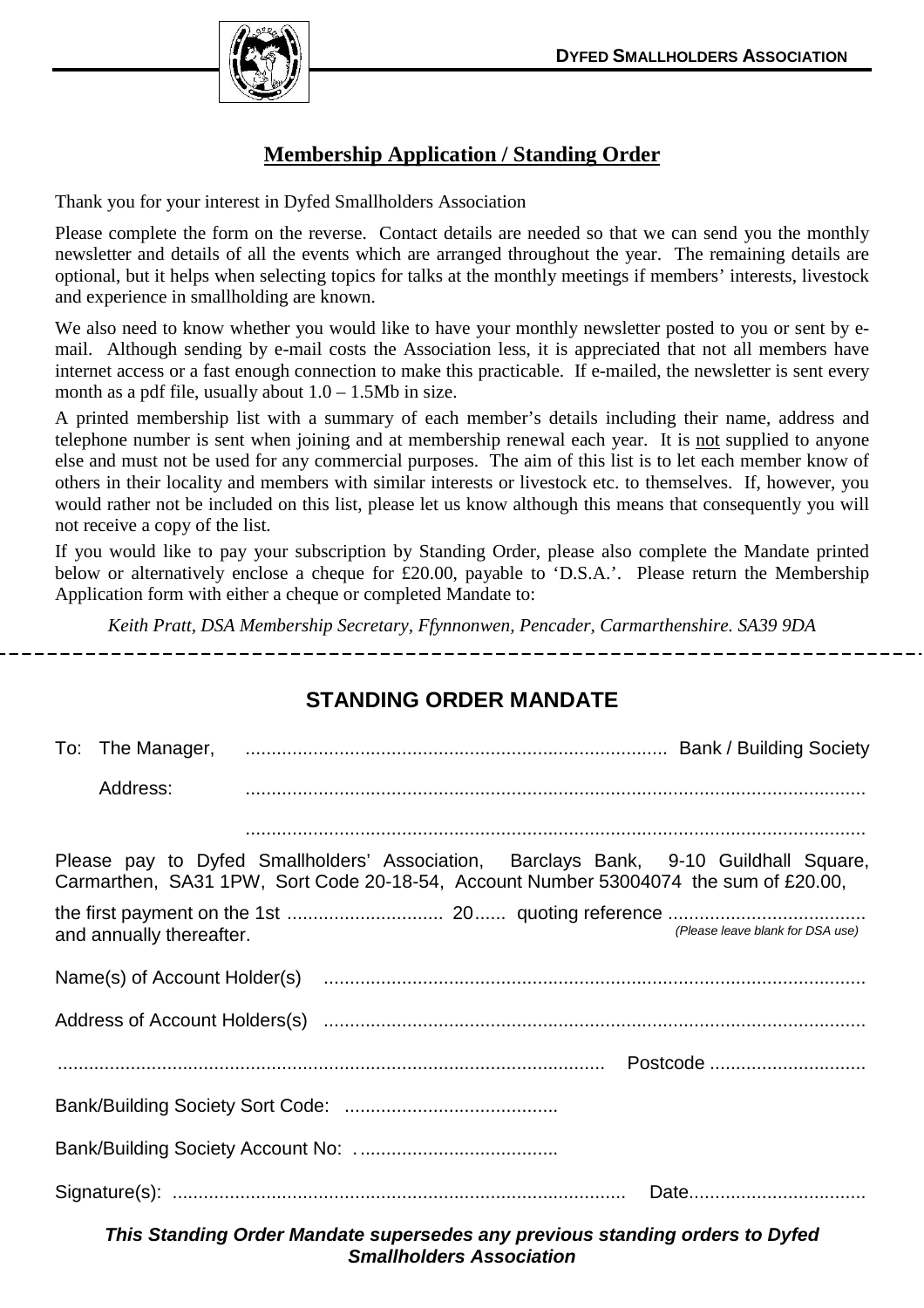**DYFED SMALLHOLDERS ASSOCIATION**

## Membership Application / Standing Order

Thank you for your interest in Dyfed Smallholders Association

Please complete the form on the reverse. Contact details are needed so that we can send you the monthly newsletter and details of all the events which are arranged throughout the year. The remaining details are optional, but it helps when selecting topics for talks at the monthly meetings if members' interests, livestock and experience in smallholding are known.

We also need to know whether you would like to have your monthly newsletter posted to you or sent by e-mail. Although sending by e-mail costs the Association less, it is appreciated that not all members have internet access or a fast enough connection to make this practicable. If e-mailed, the newsletter is sent every month as a pdf file, usually about 1.0 – 1.5Mb in size.

A printed membership list with a summary of each member's details including their name, address and telephone number is sent when joining and at membership renewal each year. It is not supplied to anyone else and must not be used for any commercial purposes. The aim of this list is to let each member know of others in their locality and members with similar interests or livestock etc. to themselves. If, however, you would rather not be included on this list, please let us know although this means that consequently you will not receive a copy of the list.

If you would like to pay your subscription by Standing Order, please also complete the Mandate printed below or alternatively enclose a cheque for £20.00, payable to 'D.S.A.'. Please return the Membership Application form with either a cheque or completed Mandate to:

*Keith Pratt, DSA Membership Secretary, Ffynnonwen, Pencader, Carmarthenshire. SA39 9DA*

---

## STANDING ORDER MANDATE

To: The Manager, ................................................................................ Bank / Building Society

Address: ......................................................................................................................

......................................................................................................................

Please pay to Dyfed Smallholders' Association, Barclays Bank, 9-10 Guildhall Square, Carmarthen, SA31 1PW, Sort Code 20-18-54, Account Number 53004074 the sum of £20.00,

the first payment on the 1st .............................. 20...... quoting reference ...................................... and annually thereafter. *(Please leave blank for DSA use)*

Name(s) of Account Holder(s) .......................................................................................................

Address of Account Holders(s) .......................................................................................................

....................................................................................................... Postcode ..............................

Bank/Building Society Sort Code: .........................................

Bank/Building Society Account No: .......................................

Signature(s): ....................................................................................... Date..................................

***This Standing Order Mandate supersedes any previous standing orders to Dyfed Smallholders Association***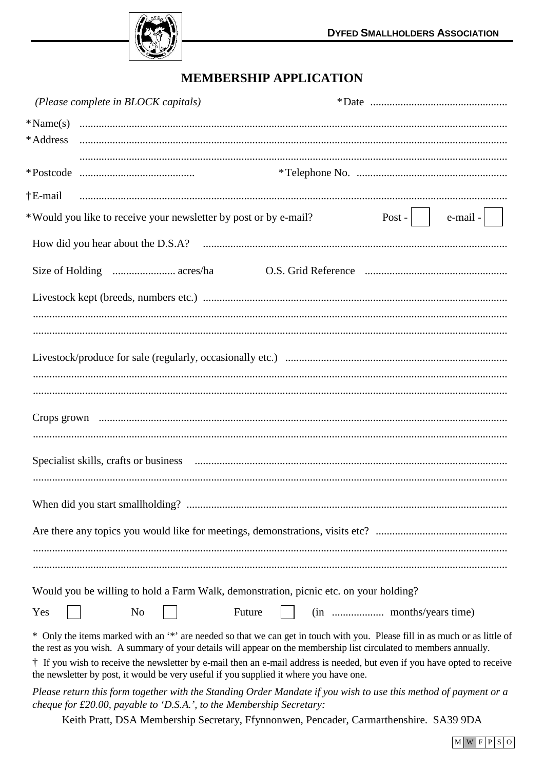**DYFED SMALLHOLDERS ASSOCIATION**

# MEMBERSHIP APPLICATION

*(Please complete in BLOCK capitals)* *Date ..................................................

*Name(s) ..........................................................................................................................................

*Address ..........................................................................................................................................

..........................................................................................................................................

*Postcode .......................................... *Telephone No. .......................................................

†E-mail ..........................................................................................................................................

*Would you like to receive your newsletter by post or by e-mail? Post - ☐ e-mail - ☐

How did you hear about the D.S.A? ..............................................................................................

Size of Holding ....................... acres/ha O.S. Grid Reference ....................................................

Livestock kept (breeds, numbers etc.) ..............................................................................................

..........................................................................................................................................

..........................................................................................................................................

Livestock/produce for sale (regularly, occasionally etc.) ................................................................

..........................................................................................................................................

..........................................................................................................................................

Crops grown ..................................................................................................................................

..........................................................................................................................................

Specialist skills, crafts or business ................................................................................................

..........................................................................................................................................

When did you start smallholding? ...................................................................................................

Are there any topics you would like for meetings, demonstrations, visits etc? ...............................................

..........................................................................................................................................

..........................................................................................................................................

Would you be willing to hold a Farm Walk, demonstration, picnic etc. on your holding?

Yes ☐ No ☐ Future ☐ (in ................... months/years time)

* Only the items marked with an '*' are needed so that we can get in touch with you. Please fill in as much or as little of the rest as you wish. A summary of your details will appear on the membership list circulated to members annually.

† If you wish to receive the newsletter by e-mail then an e-mail address is needed, but even if you have opted to receive the newsletter by post, it would be very useful if you supplied it where you have one.

*Please return this form together with the Standing Order Mandate if you wish to use this method of payment or a cheque for £20.00, payable to 'D.S.A.', to the Membership Secretary:*

Keith Pratt, DSA Membership Secretary, Ffynnonwen, Pencader, Carmarthenshire. SA39 9DA

| M | W | F | P | S | O |
|---|---|---|---|---|---|